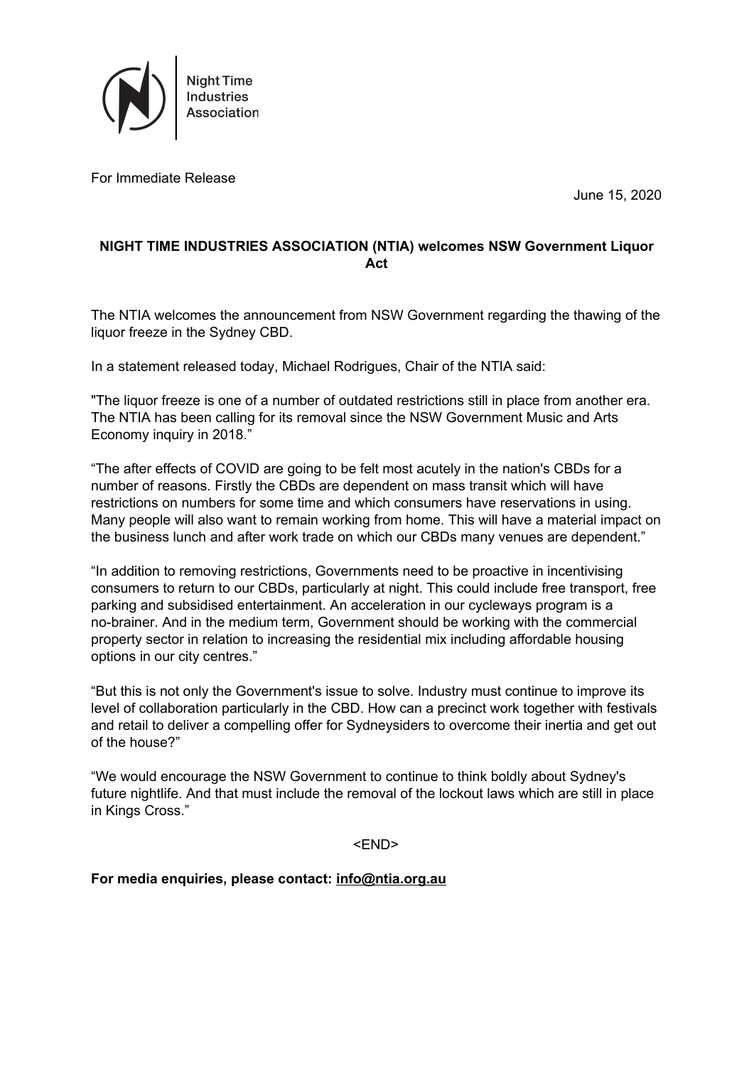Night Time Industries Association

For Immediate Release

June 15, 2020

**NIGHT TIME INDUSTRIES ASSOCIATION (NTIA) welcomes NSW Government Liquor Act**

The NTIA welcomes the announcement from NSW Government regarding the thawing of the liquor freeze in the Sydney CBD.

In a statement released today, Michael Rodrigues, Chair of the NTIA said:

"The liquor freeze is one of a number of outdated restrictions still in place from another era. The NTIA has been calling for its removal since the NSW Government Music and Arts Economy inquiry in 2018."

"The after effects of COVID are going to be felt most acutely in the nation's CBDs for a number of reasons. Firstly the CBDs are dependent on mass transit which will have restrictions on numbers for some time and which consumers have reservations in using. Many people will also want to remain working from home. This will have a material impact on the business lunch and after work trade on which our CBDs many venues are dependent."

"In addition to removing restrictions, Governments need to be proactive in incentivising consumers to return to our CBDs, particularly at night. This could include free transport, free parking and subsidised entertainment. An acceleration in our cycleways program is a no-brainer. And in the medium term, Government should be working with the commercial property sector in relation to increasing the residential mix including affordable housing options in our city centres."

"But this is not only the Government's issue to solve. Industry must continue to improve its level of collaboration particularly in the CBD. How can a precinct work together with festivals and retail to deliver a compelling offer for Sydneysiders to overcome their inertia and get out of the house?"

"We would encourage the NSW Government to continue to think boldly about Sydney's future nightlife. And that must include the removal of the lockout laws which are still in place in Kings Cross."

<END>

**For media enquiries, please contact: info@ntia.org.au**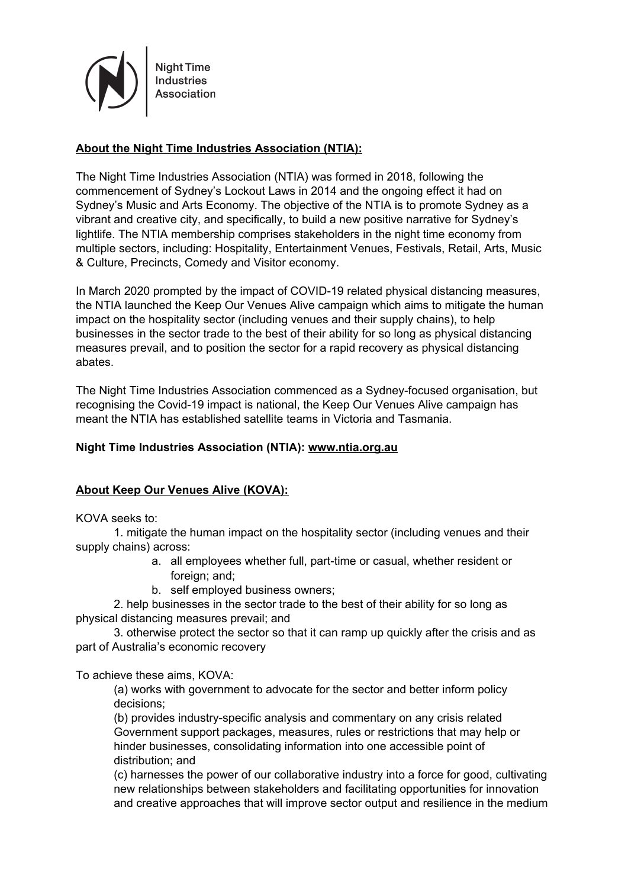Night Time Industries Association

## **About the Night Time Industries Association (NTIA):**

The Night Time Industries Association (NTIA) was formed in 2018, following the commencement of Sydney's Lockout Laws in 2014 and the ongoing effect it had on Sydney's Music and Arts Economy. The objective of the NTIA is to promote Sydney as a vibrant and creative city, and specifically, to build a new positive narrative for Sydney's lightlife. The NTIA membership comprises stakeholders in the night time economy from multiple sectors, including: Hospitality, Entertainment Venues, Festivals, Retail, Arts, Music & Culture, Precincts, Comedy and Visitor economy.

In March 2020 prompted by the impact of COVID-19 related physical distancing measures, the NTIA launched the Keep Our Venues Alive campaign which aims to mitigate the human impact on the hospitality sector (including venues and their supply chains), to help businesses in the sector trade to the best of their ability for so long as physical distancing measures prevail, and to position the sector for a rapid recovery as physical distancing abates.

The Night Time Industries Association commenced as a Sydney-focused organisation, but recognising the Covid-19 impact is national, the Keep Our Venues Alive campaign has meant the NTIA has established satellite teams in Victoria and Tasmania.

**Night Time Industries Association (NTIA): www.ntia.org.au**

## **About Keep Our Venues Alive (KOVA):**

KOVA seeks to:

1. mitigate the human impact on the hospitality sector (including venues and their supply chains) across:
    a. all employees whether full, part-time or casual, whether resident or foreign; and;
    b. self employed business owners;
2. help businesses in the sector trade to the best of their ability for so long as physical distancing measures prevail; and
3. otherwise protect the sector so that it can ramp up quickly after the crisis and as part of Australia's economic recovery

To achieve these aims, KOVA:

(a) works with government to advocate for the sector and better inform policy decisions;

(b) provides industry-specific analysis and commentary on any crisis related Government support packages, measures, rules or restrictions that may help or hinder businesses, consolidating information into one accessible point of distribution; and

(c) harnesses the power of our collaborative industry into a force for good, cultivating new relationships between stakeholders and facilitating opportunities for innovation and creative approaches that will improve sector output and resilience in the medium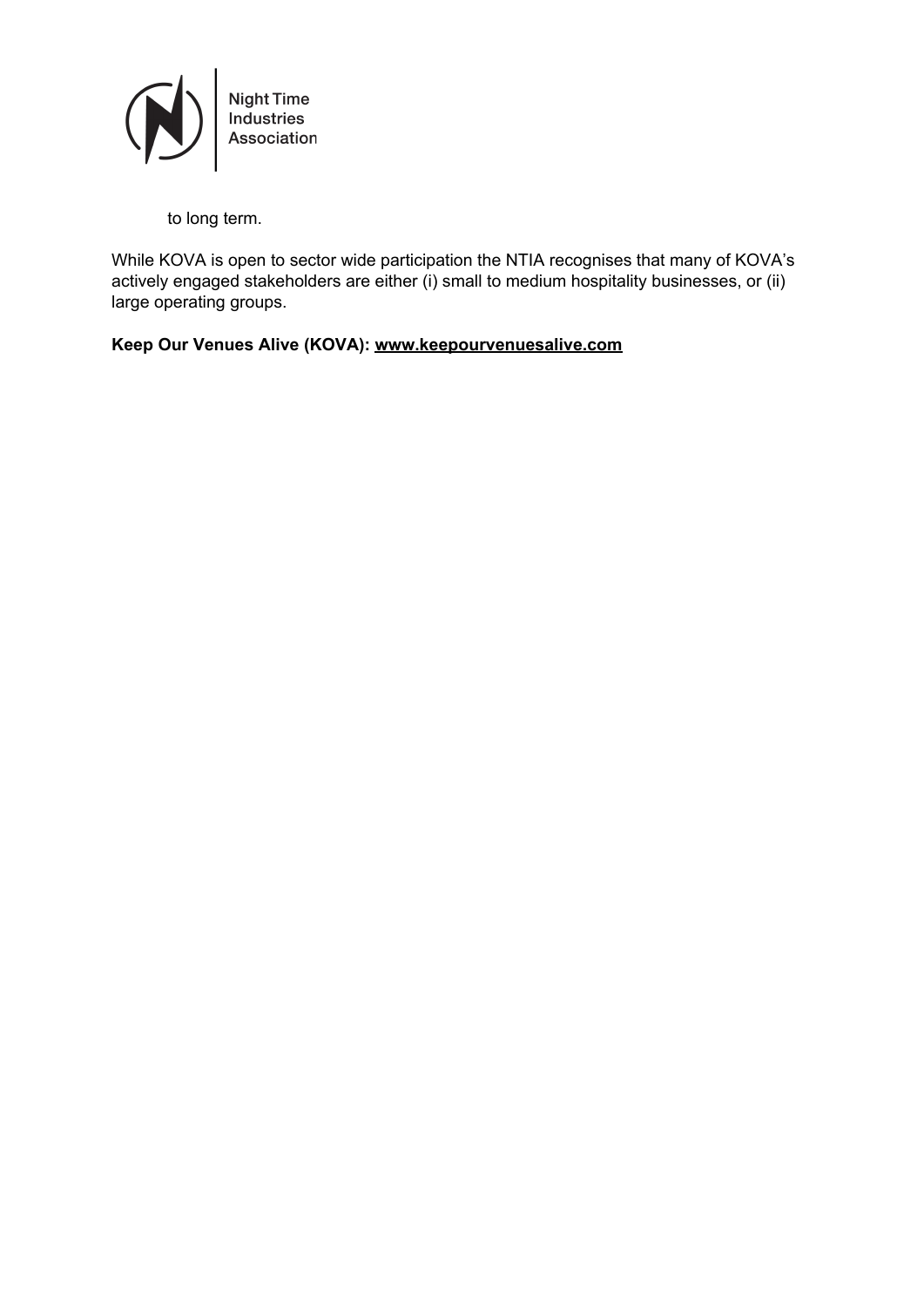to long term.

While KOVA is open to sector wide participation the NTIA recognises that many of KOVA's actively engaged stakeholders are either (i) small to medium hospitality businesses, or (ii) large operating groups.

**Keep Our Venues Alive (KOVA): www.keepourvenuesalive.com**